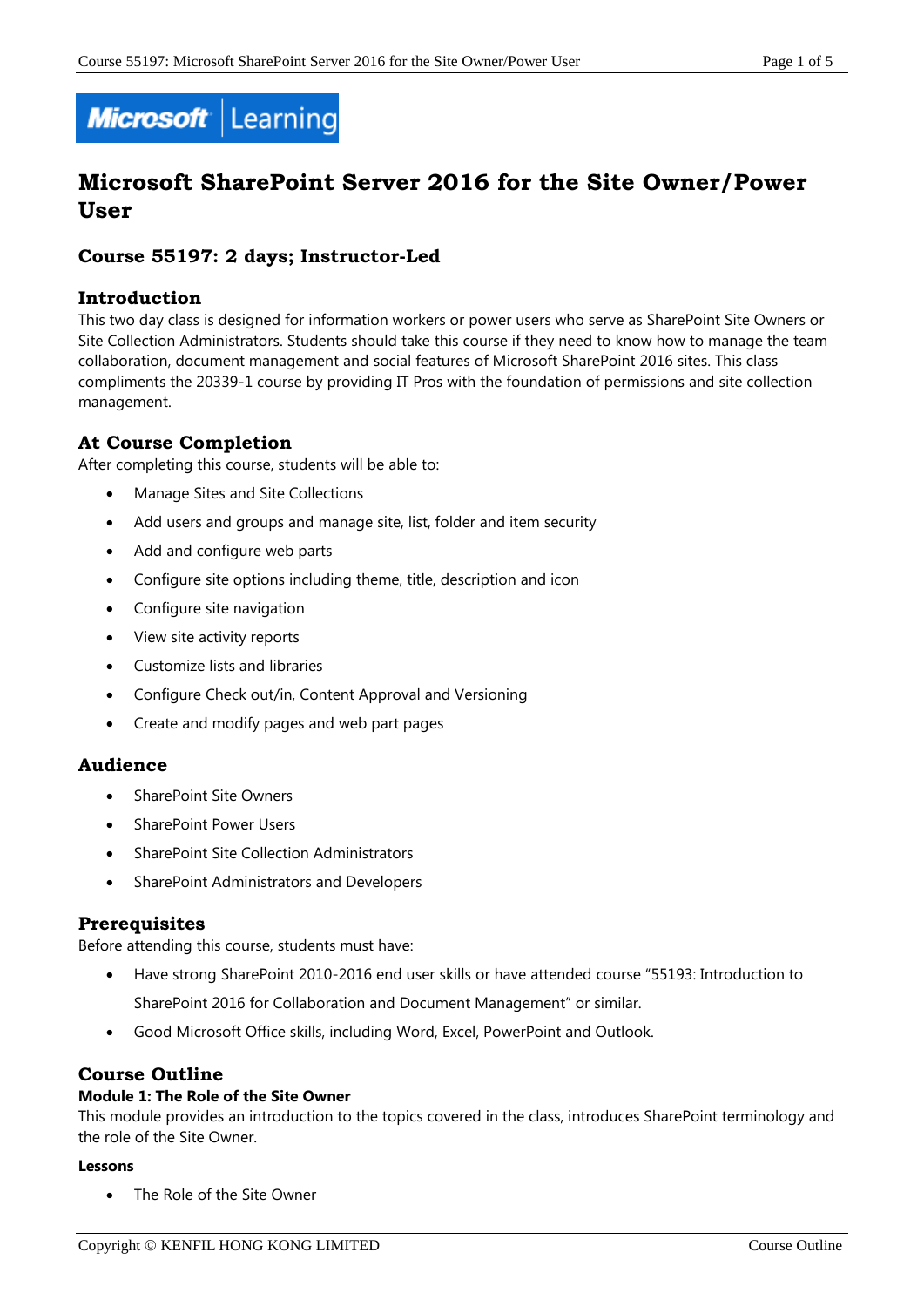# Microsoft SharePoint Server 2016 for the Site Owner/Power User

## Course 55197: 2 days; Instructor-Led

### Introduction

This two day class is designed for information workers or power users who serve as SharePoint Site Owners or Site Collection Administrators. Students should take this course if they need to know how to manage the team collaboration, document management and social features of Microsoft SharePoint 2016 sites. This class compliments the 20339-1 course by providing IT Pros with the foundation of permissions and site collection management.

### At Course Completion

After completing this course, students will be able to:

- Manage Sites and Site Collections
- Add users and groups and manage site, list, folder and item security
- Add and configure web parts
- Configure site options including theme, title, description and icon
- Configure site navigation
- View site activity reports
- Customize lists and libraries
- Configure Check out/in, Content Approval and Versioning
- Create and modify pages and web part pages

### Audience

- SharePoint Site Owners
- SharePoint Power Users
- SharePoint Site Collection Administrators
- SharePoint Administrators and Developers

### Prerequisites

Before attending this course, students must have:

- Have strong SharePoint 2010-2016 end user skills or have attended course “55193: Introduction to SharePoint 2016 for Collaboration and Document Management” or similar.
- Good Microsoft Office skills, including Word, Excel, PowerPoint and Outlook.

### Course Outline

**Module 1: The Role of the Site Owner**

This module provides an introduction to the topics covered in the class, introduces SharePoint terminology and the role of the Site Owner.

**Lessons**

- The Role of the Site Owner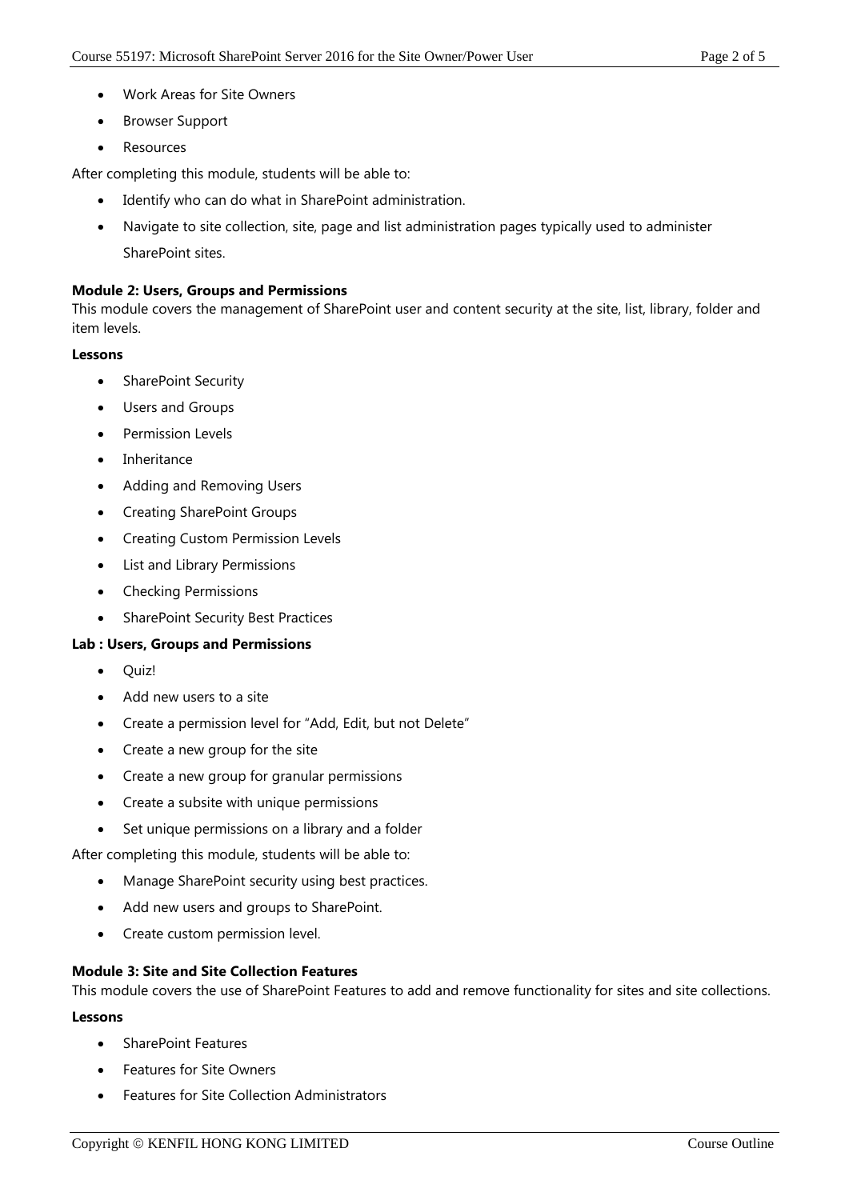- Work Areas for Site Owners
- Browser Support
- Resources

After completing this module, students will be able to:

- Identify who can do what in SharePoint administration.
- Navigate to site collection, site, page and list administration pages typically used to administer SharePoint sites.

**Module 2: Users, Groups and Permissions**

This module covers the management of SharePoint user and content security at the site, list, library, folder and item levels.

**Lessons**

- SharePoint Security
- Users and Groups
- Permission Levels
- Inheritance
- Adding and Removing Users
- Creating SharePoint Groups
- Creating Custom Permission Levels
- List and Library Permissions
- Checking Permissions
- SharePoint Security Best Practices

**Lab : Users, Groups and Permissions**

- Quiz!
- Add new users to a site
- Create a permission level for "Add, Edit, but not Delete"
- Create a new group for the site
- Create a new group for granular permissions
- Create a subsite with unique permissions
- Set unique permissions on a library and a folder

After completing this module, students will be able to:

- Manage SharePoint security using best practices.
- Add new users and groups to SharePoint.
- Create custom permission level.

**Module 3: Site and Site Collection Features**

This module covers the use of SharePoint Features to add and remove functionality for sites and site collections.

**Lessons**

- SharePoint Features
- Features for Site Owners
- Features for Site Collection Administrators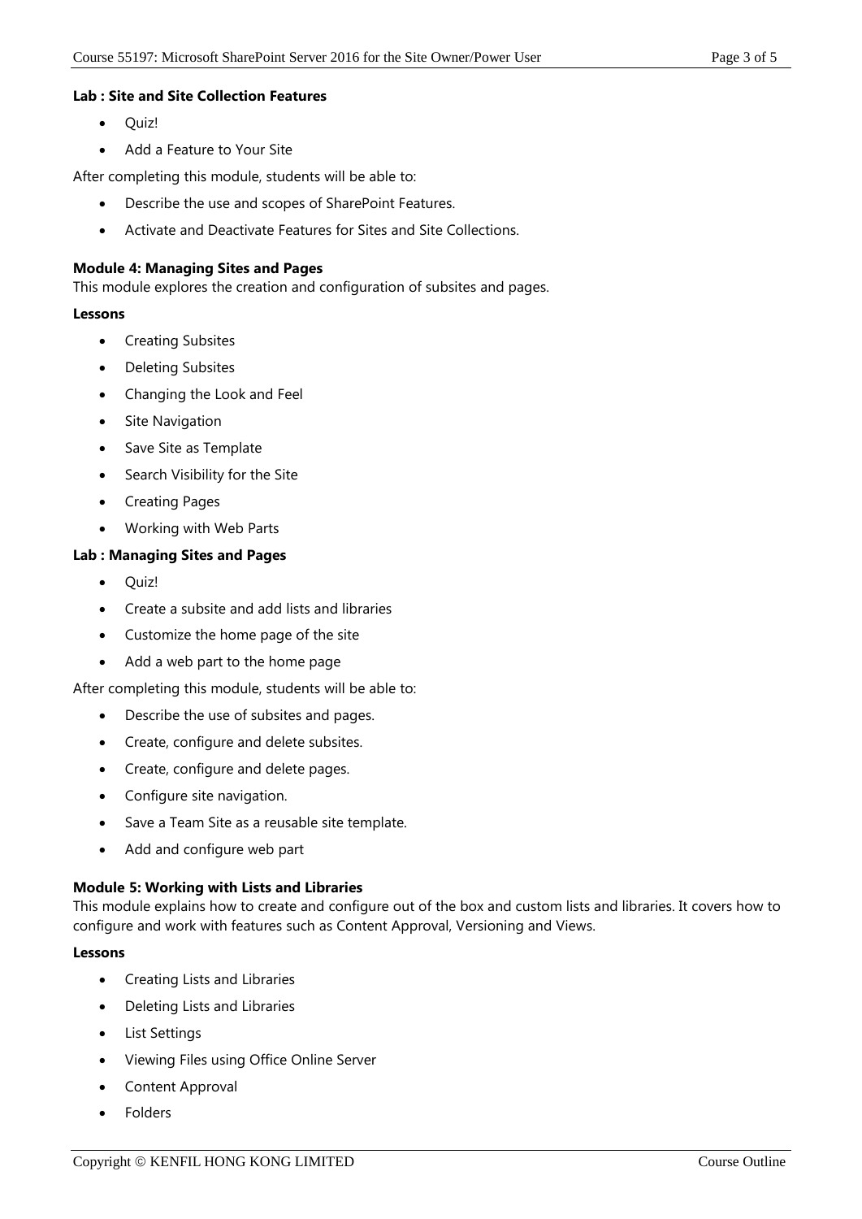**Lab : Site and Site Collection Features**

- Quiz!
- Add a Feature to Your Site

After completing this module, students will be able to:

- Describe the use and scopes of SharePoint Features.
- Activate and Deactivate Features for Sites and Site Collections.

**Module 4: Managing Sites and Pages**

This module explores the creation and configuration of subsites and pages.

**Lessons**

- Creating Subsites
- Deleting Subsites
- Changing the Look and Feel
- Site Navigation
- Save Site as Template
- Search Visibility for the Site
- Creating Pages
- Working with Web Parts

**Lab : Managing Sites and Pages**

- Quiz!
- Create a subsite and add lists and libraries
- Customize the home page of the site
- Add a web part to the home page

After completing this module, students will be able to:

- Describe the use of subsites and pages.
- Create, configure and delete subsites.
- Create, configure and delete pages.
- Configure site navigation.
- Save a Team Site as a reusable site template.
- Add and configure web part

**Module 5: Working with Lists and Libraries**

This module explains how to create and configure out of the box and custom lists and libraries. It covers how to configure and work with features such as Content Approval, Versioning and Views.

**Lessons**

- Creating Lists and Libraries
- Deleting Lists and Libraries
- List Settings
- Viewing Files using Office Online Server
- Content Approval
- Folders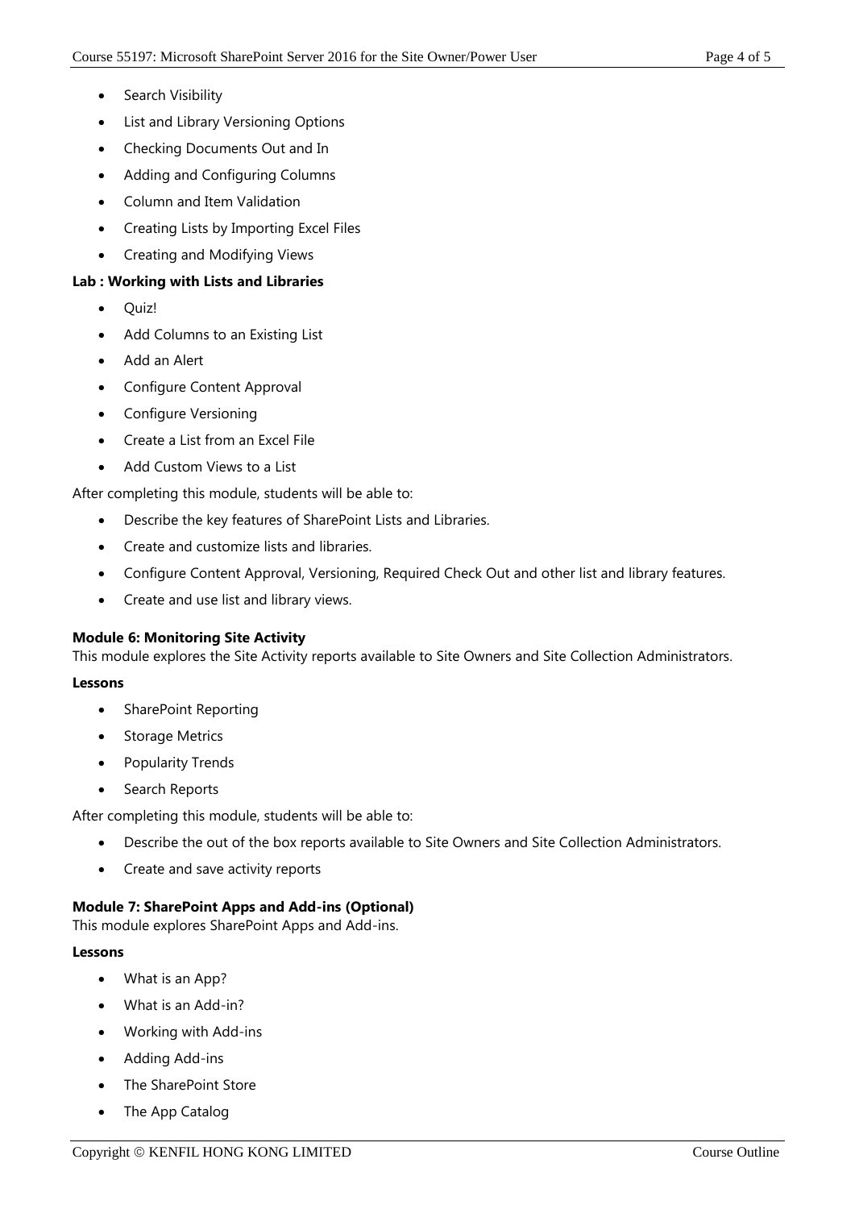- Search Visibility
- List and Library Versioning Options
- Checking Documents Out and In
- Adding and Configuring Columns
- Column and Item Validation
- Creating Lists by Importing Excel Files
- Creating and Modifying Views

**Lab : Working with Lists and Libraries**

- Quiz!
- Add Columns to an Existing List
- Add an Alert
- Configure Content Approval
- Configure Versioning
- Create a List from an Excel File
- Add Custom Views to a List

After completing this module, students will be able to:

- Describe the key features of SharePoint Lists and Libraries.
- Create and customize lists and libraries.
- Configure Content Approval, Versioning, Required Check Out and other list and library features.
- Create and use list and library views.

**Module 6: Monitoring Site Activity**

This module explores the Site Activity reports available to Site Owners and Site Collection Administrators.

**Lessons**

- SharePoint Reporting
- Storage Metrics
- Popularity Trends
- Search Reports

After completing this module, students will be able to:

- Describe the out of the box reports available to Site Owners and Site Collection Administrators.
- Create and save activity reports

**Module 7: SharePoint Apps and Add-ins (Optional)**

This module explores SharePoint Apps and Add-ins.

**Lessons**

- What is an App?
- What is an Add-in?
- Working with Add-ins
- Adding Add-ins
- The SharePoint Store
- The App Catalog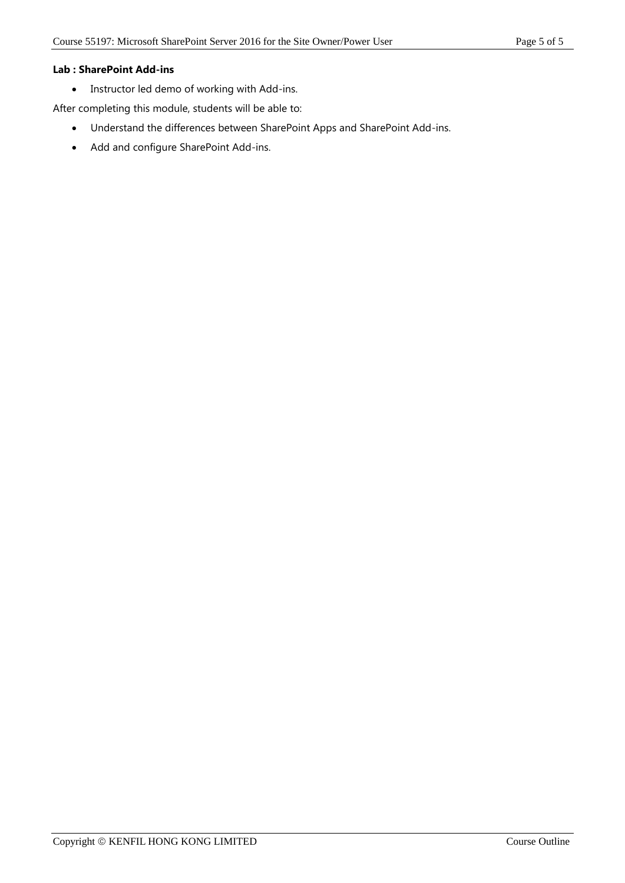**Lab : SharePoint Add-ins**

- Instructor led demo of working with Add-ins.

After completing this module, students will be able to:

- Understand the differences between SharePoint Apps and SharePoint Add-ins.
- Add and configure SharePoint Add-ins.